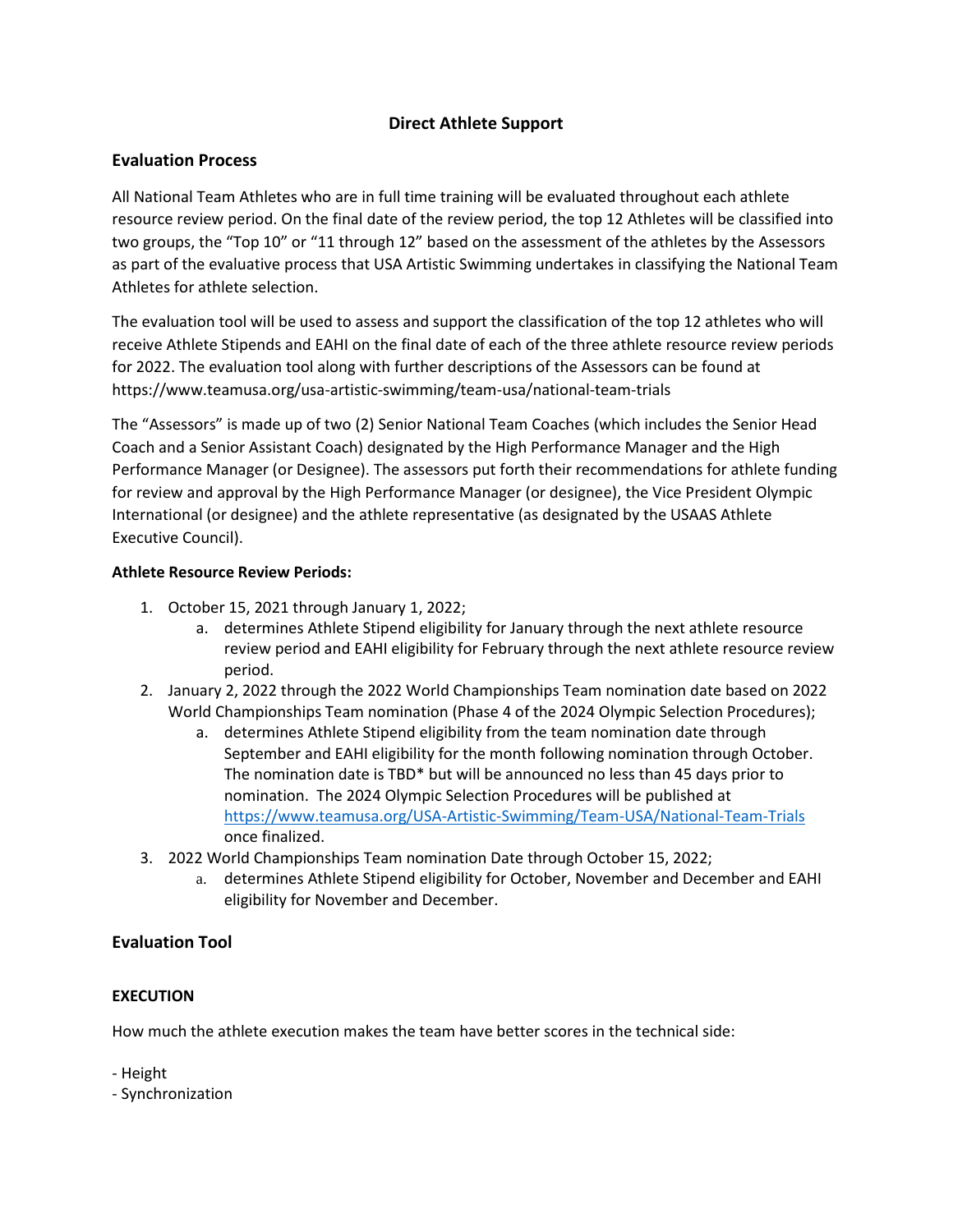# Direct Athlete Support

## Evaluation Process

All National Team Athletes who are in full time training will be evaluated throughout each athlete resource review period. On the final date of the review period, the top 12 Athletes will be classified into two groups, the "Top 10" or "11 through 12" based on the assessment of the athletes by the Assessors as part of the evaluative process that USA Artistic Swimming undertakes in classifying the National Team Athletes for athlete selection.

The evaluation tool will be used to assess and support the classification of the top 12 athletes who will receive Athlete Stipends and EAHI on the final date of each of the three athlete resource review periods for 2022. The evaluation tool along with further descriptions of the Assessors can be found at https://www.teamusa.org/usa-artistic-swimming/team-usa/national-team-trials

The "Assessors" is made up of two (2) Senior National Team Coaches (which includes the Senior Head Coach and a Senior Assistant Coach) designated by the High Performance Manager and the High Performance Manager (or Designee). The assessors put forth their recommendations for athlete funding for review and approval by the High Performance Manager (or designee), the Vice President Olympic International (or designee) and the athlete representative (as designated by the USAAS Athlete Executive Council).

**Athlete Resource Review Periods:**

1. October 15, 2021 through January 1, 2022;
   a. determines Athlete Stipend eligibility for January through the next athlete resource review period and EAHI eligibility for February through the next athlete resource review period.
2. January 2, 2022 through the 2022 World Championships Team nomination date based on 2022 World Championships Team nomination (Phase 4 of the 2024 Olympic Selection Procedures);
   a. determines Athlete Stipend eligibility from the team nomination date through September and EAHI eligibility for the month following nomination through October. The nomination date is TBD* but will be announced no less than 45 days prior to nomination. The 2024 Olympic Selection Procedures will be published at https://www.teamusa.org/USA-Artistic-Swimming/Team-USA/National-Team-Trials once finalized.
3. 2022 World Championships Team nomination Date through October 15, 2022;
   a. determines Athlete Stipend eligibility for October, November and December and EAHI eligibility for November and December.

## Evaluation Tool

### EXECUTION

How much the athlete execution makes the team have better scores in the technical side:

- Height
- Synchronization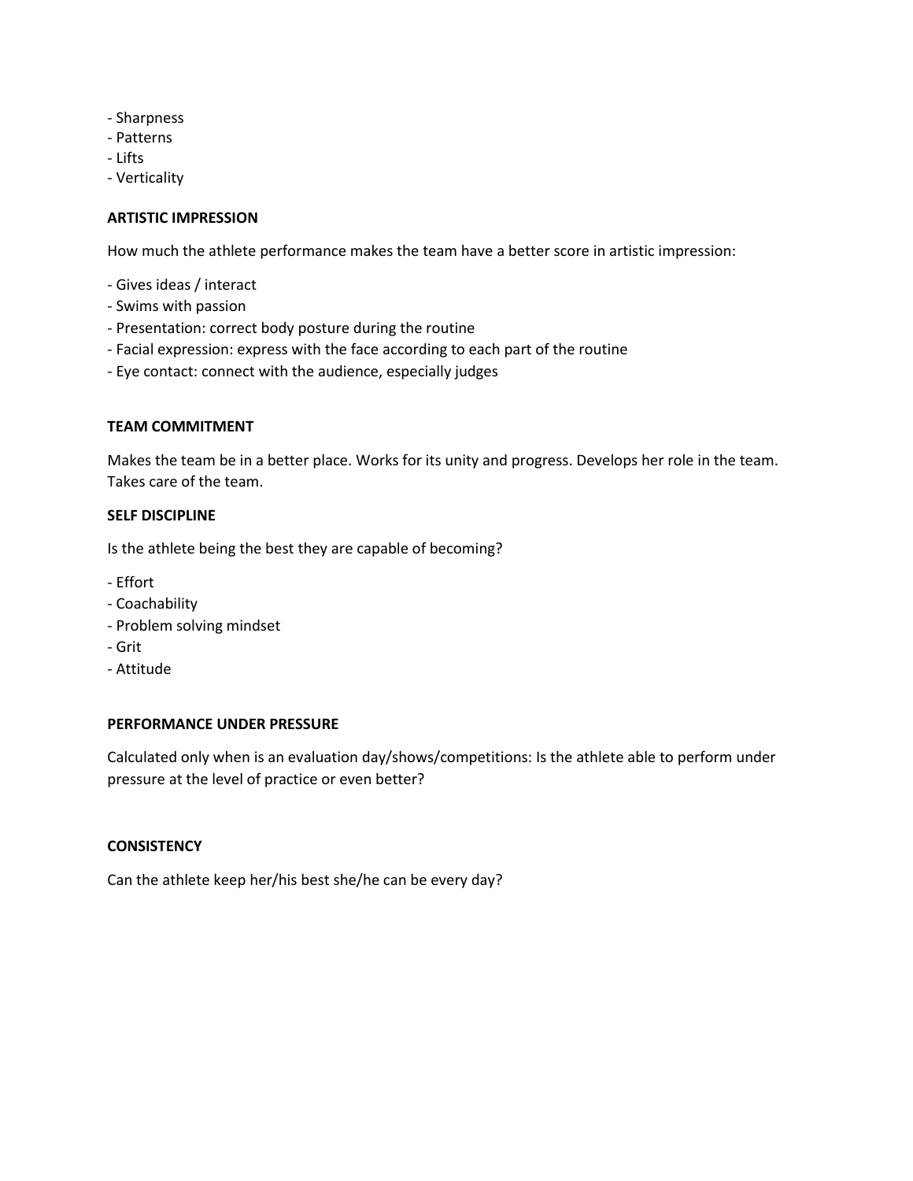- Sharpness
- Patterns
- Lifts
- Verticality

**ARTISTIC IMPRESSION**

How much the athlete performance makes the team have a better score in artistic impression:

- Gives ideas / interact
- Swims with passion
- Presentation: correct body posture during the routine
- Facial expression: express with the face according to each part of the routine
- Eye contact: connect with the audience, especially judges

**TEAM COMMITMENT**

Makes the team be in a better place. Works for its unity and progress. Develops her role in the team. Takes care of the team.

**SELF DISCIPLINE**

Is the athlete being the best they are capable of becoming?

- Effort
- Coachability
- Problem solving mindset
- Grit
- Attitude

**PERFORMANCE UNDER PRESSURE**

Calculated only when is an evaluation day/shows/competitions: Is the athlete able to perform under pressure at the level of practice or even better?

**CONSISTENCY**

Can the athlete keep her/his best she/he can be every day?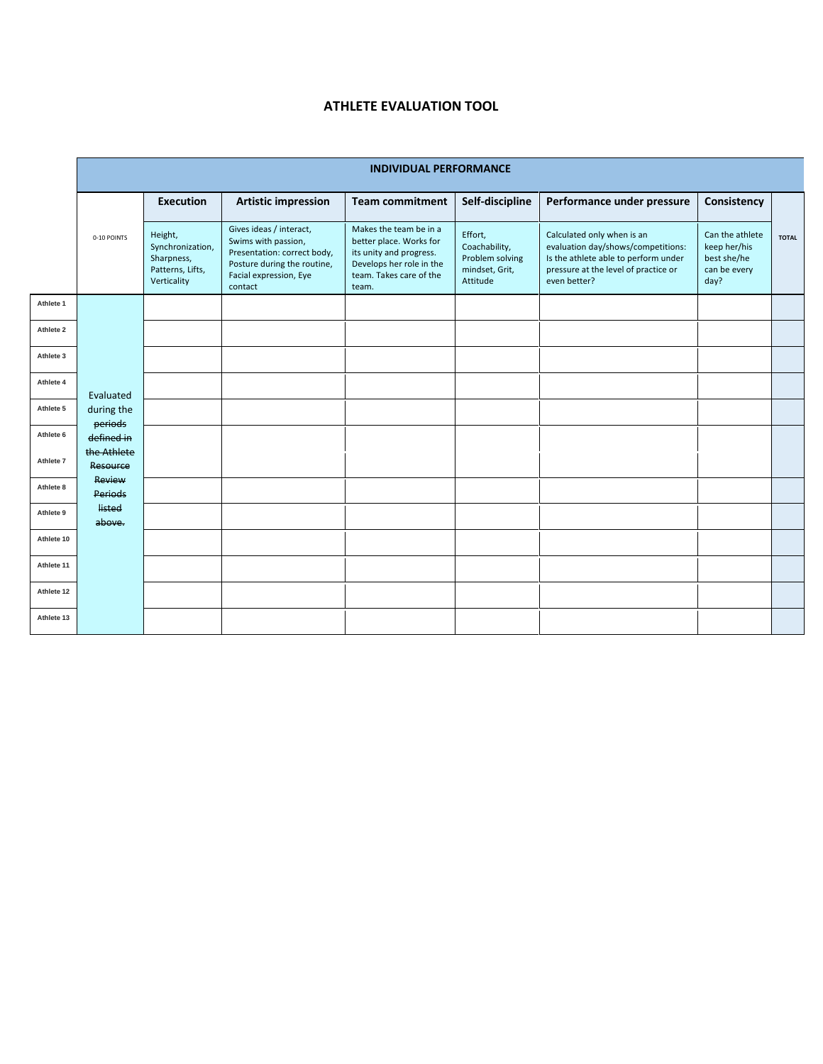## ATHLETE EVALUATION TOOL

| | INDIVIDUAL PERFORMANCE | | | | | | | |
|---|---|---|---|---|---|---|---|---|
| | | **Execution** | **Artistic impression** | **Team commitment** | **Self-discipline** | **Performance under pressure** | **Consistency** | |
| | 0-10 POINTS | Height, Synchronization, Sharpness, Patterns, Lifts, Verticality | Gives ideas / interact, Swims with passion, Presentation: correct body, Posture during the routine, Facial expression, Eye contact | Makes the team be in a better place. Works for its unity and progress. Develops her role in the team. Takes care of the team. | Effort, Coachability, Problem solving mindset, Grit, Attitude | Calculated only when is an evaluation day/shows/competitions: Is the athlete able to perform under pressure at the level of practice or even better? | Can the athlete keep her/his best she/he can be every day? | TOTAL |
| **Athlete 1** | Evaluated during the ~~periods defined in the Athlete Resource Review Periods listed above.~~ | | | | | | | |
| **Athlete 2** | | | | | | | | |
| **Athlete 3** | | | | | | | | |
| **Athlete 4** | | | | | | | | |
| **Athlete 5** | | | | | | | | |
| **Athlete 6** | | | | | | | | |
| **Athlete 7** | | | | | | | | |
| **Athlete 8** | | | | | | | | |
| **Athlete 9** | | | | | | | | |
| **Athlete 10** | | | | | | | | |
| **Athlete 11** | | | | | | | | |
| **Athlete 12** | | | | | | | | |
| **Athlete 13** | | | | | | | | |